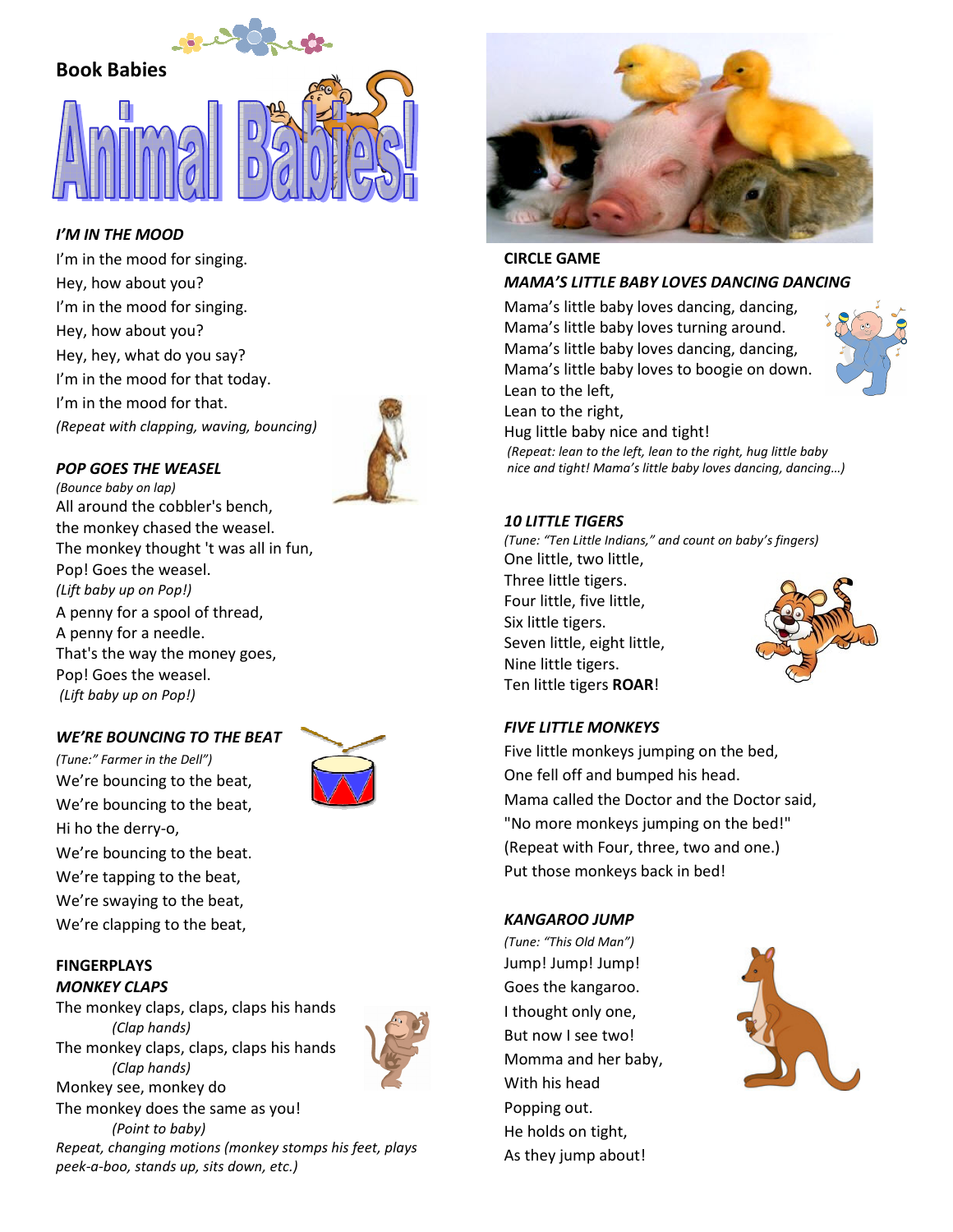# Book Babies

# Animal Babies!

### *I'M IN THE MOOD*

I'm in the mood for singing.
Hey, how about you?
I'm in the mood for singing.
Hey, how about you?
Hey, hey, what do you say?
I'm in the mood for that today.
I'm in the mood for that.
*(Repeat with clapping, waving, bouncing)*

### *POP GOES THE WEASEL*

*(Bounce baby on lap)*
All around the cobbler's bench,
the monkey chased the weasel.
The monkey thought 't was all in fun,
Pop! Goes the weasel.
*(Lift baby up on Pop!)*
A penny for a spool of thread,
A penny for a needle.
That's the way the money goes,
Pop! Goes the weasel.
*(Lift baby up on Pop!)*

### *WE'RE BOUNCING TO THE BEAT*

*(Tune:" Farmer in the Dell")*
We're bouncing to the beat,
We're bouncing to the beat,
Hi ho the derry-o,
We're bouncing to the beat.
We're tapping to the beat,
We're swaying to the beat,
We're clapping to the beat,

## FINGERPLAYS

### *MONKEY CLAPS*

The monkey claps, claps, claps his hands
*(Clap hands)*
The monkey claps, claps, claps his hands
*(Clap hands)*
Monkey see, monkey do
The monkey does the same as you!
*(Point to baby)*
*Repeat, changing motions (monkey stomps his feet, plays peek-a-boo, stands up, sits down, etc.)*

## CIRCLE GAME

### *MAMA'S LITTLE BABY LOVES DANCING DANCING*

Mama's little baby loves dancing, dancing,
Mama's little baby loves turning around.
Mama's little baby loves dancing, dancing,
Mama's little baby loves to boogie on down.
Lean to the left,
Lean to the right,
Hug little baby nice and tight!
*(Repeat: lean to the left, lean to the right, hug little baby nice and tight! Mama's little baby loves dancing, dancing…)*

### *10 LITTLE TIGERS*

*(Tune: "Ten Little Indians," and count on baby's fingers)*
One little, two little,
Three little tigers.
Four little, five little,
Six little tigers.
Seven little, eight little,
Nine little tigers.
Ten little tigers **ROAR**!

### *FIVE LITTLE MONKEYS*

Five little monkeys jumping on the bed,
One fell off and bumped his head.
Mama called the Doctor and the Doctor said,
"No more monkeys jumping on the bed!"
(Repeat with Four, three, two and one.)
Put those monkeys back in bed!

### *KANGAROO JUMP*

*(Tune: "This Old Man")*
Jump! Jump! Jump!
Goes the kangaroo.
I thought only one,
But now I see two!
Momma and her baby,
With his head
Popping out.
He holds on tight,
As they jump about!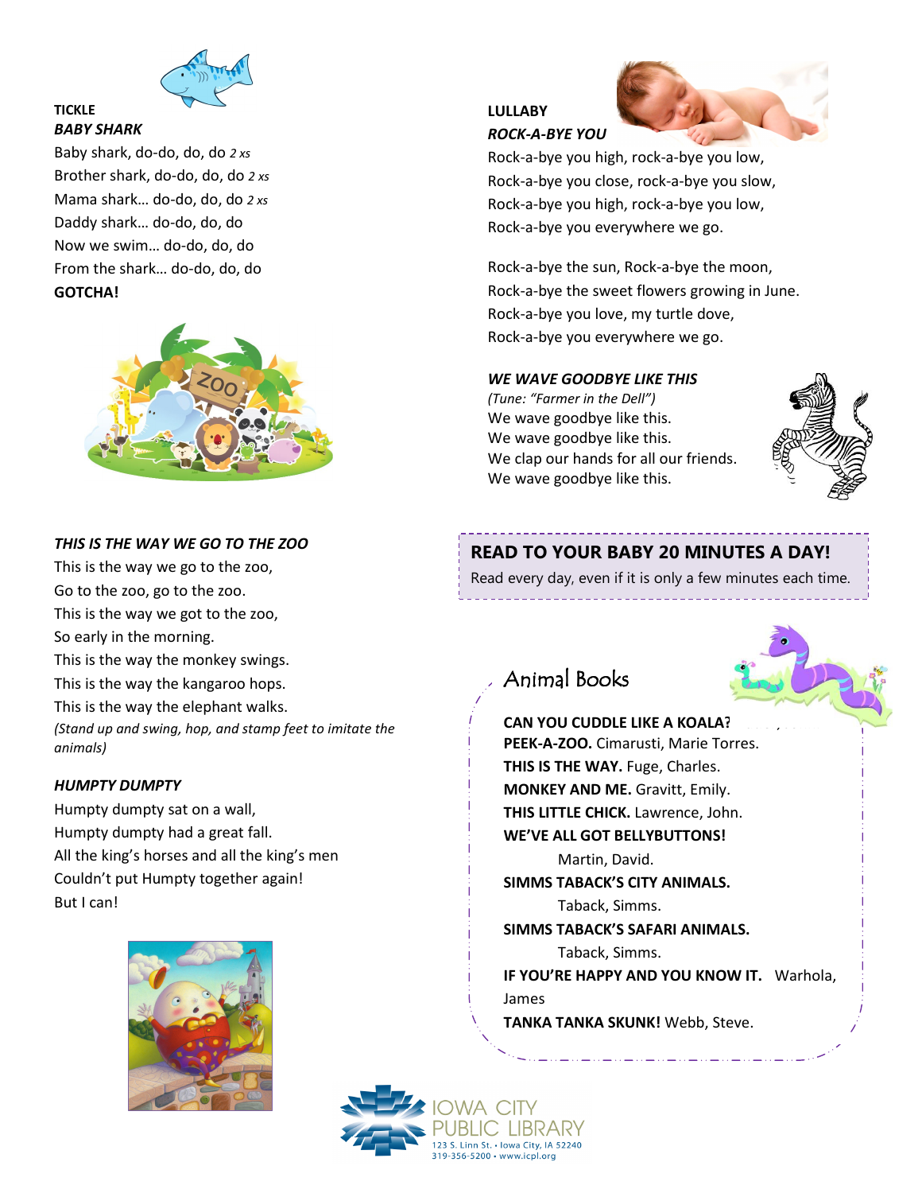**TICKLE**

***BABY SHARK***

Baby shark, do-do, do, do *2 xs*
Brother shark, do-do, do, do *2 xs*
Mama shark… do-do, do, do *2 xs*
Daddy shark… do-do, do, do
Now we swim… do-do, do, do
From the shark… do-do, do, do
**GOTCHA!**

***THIS IS THE WAY WE GO TO THE ZOO***

This is the way we go to the zoo,
Go to the zoo, go to the zoo.
This is the way we got to the zoo,
So early in the morning.
This is the way the monkey swings.
This is the way the kangaroo hops.
This is the way the elephant walks.
*(Stand up and swing, hop, and stamp feet to imitate the animals)*

***HUMPTY DUMPTY***

Humpty dumpty sat on a wall,
Humpty dumpty had a great fall.
All the king's horses and all the king's men
Couldn't put Humpty together again!
But I can!

**LULLABY**

***ROCK-A-BYE YOU***

Rock-a-bye you high, rock-a-bye you low,
Rock-a-bye you close, rock-a-bye you slow,
Rock-a-bye you high, rock-a-bye you low,
Rock-a-bye you everywhere we go.

Rock-a-bye the sun, Rock-a-bye the moon,
Rock-a-bye the sweet flowers growing in June.
Rock-a-bye you love, my turtle dove,
Rock-a-bye you everywhere we go.

***WE WAVE GOODBYE LIKE THIS***

*(Tune: "Farmer in the Dell")*
We wave goodbye like this.
We wave goodbye like this.
We clap our hands for all our friends.
We wave goodbye like this.

**READ TO YOUR BABY 20 MINUTES A DAY!**

Read every day, even if it is only a few minutes each time.

## Animal Books

**CAN YOU CUDDLE LIKE A KOALA?**
**PEEK-A-ZOO.** Cimarusti, Marie Torres.
**THIS IS THE WAY.** Fuge, Charles.
**MONKEY AND ME.** Gravitt, Emily.
**THIS LITTLE CHICK.** Lawrence, John.
**WE'VE ALL GOT BELLYBUTTONS!** Martin, David.
**SIMMS TABACK'S CITY ANIMALS.** Taback, Simms.
**SIMMS TABACK'S SAFARI ANIMALS.** Taback, Simms.
**IF YOU'RE HAPPY AND YOU KNOW IT.** Warhola, James
**TANKA TANKA SKUNK!** Webb, Steve.

IOWA CITY PUBLIC LIBRARY
123 S. Linn St. • Iowa City, IA 52240
319-356-5200 • www.icpl.org